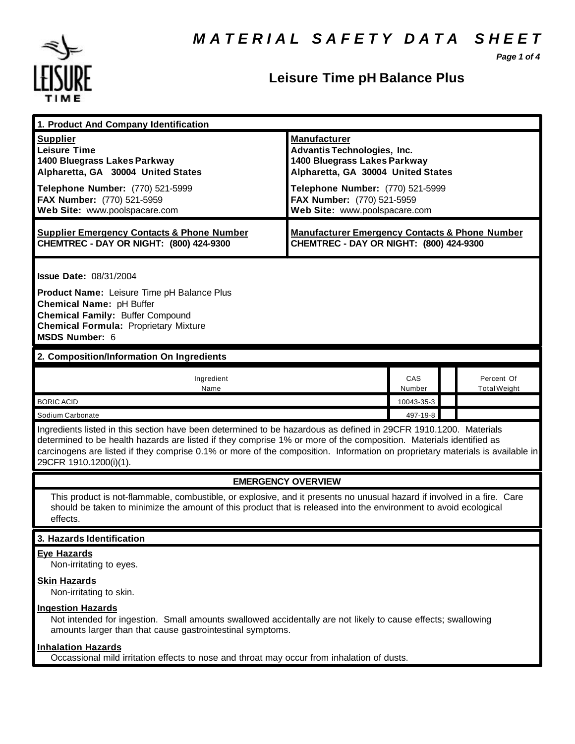# MATERIAL SAFETY DATA SHEET

## Leisure Time pH Balance Plus

### 1. Product And Company Identification

| Supplier | Manufacturer |
|---|---|
| **Leisure Time**<br>**1400 Bluegrass Lakes Parkway**<br>**Alpharetta, GA 30004 United States** | **Advantis Technologies, Inc.**<br>**1400 Bluegrass Lakes Parkway**<br>**Alpharetta, GA 30004 United States** |
| **Telephone Number:** (770) 521-5999<br>**FAX Number:** (770) 521-5959<br>**Web Site:** www.poolspacare.com | **Telephone Number:** (770) 521-5999<br>**FAX Number:** (770) 521-5959<br>**Web Site:** www.poolspacare.com |
| **Supplier Emergency Contacts & Phone Number**<br>**CHEMTREC - DAY OR NIGHT: (800) 424-9300** | **Manufacturer Emergency Contacts & Phone Number**<br>**CHEMTREC - DAY OR NIGHT: (800) 424-9300** |

**Issue Date:** 08/31/2004

**Product Name:** Leisure Time pH Balance Plus
**Chemical Name:** pH Buffer
**Chemical Family:** Buffer Compound
**Chemical Formula:** Proprietary Mixture
**MSDS Number:** 6

### 2. Composition/Information On Ingredients

| Ingredient Name | CAS Number | | Percent Of Total Weight |
|---|---|---|---|
| BORIC ACID | 10043-35-3 | | |
| Sodium Carbonate | 497-19-8 | | |

Ingredients listed in this section have been determined to be hazardous as defined in 29CFR 1910.1200. Materials determined to be health hazards are listed if they comprise 1% or more of the composition. Materials identified as carcinogens are listed if they comprise 0.1% or more of the composition. Information on proprietary materials is available in 29CFR 1910.1200(i)(1).

### EMERGENCY OVERVIEW

This product is not-flammable, combustible, or explosive, and it presents no unusual hazard if involved in a fire. Care should be taken to minimize the amount of this product that is released into the environment to avoid ecological effects.

### 3. Hazards Identification

**Eye Hazards**
Non-irritating to eyes.

**Skin Hazards**
Non-irritating to skin.

**Ingestion Hazards**
Not intended for ingestion. Small amounts swallowed accidentally are not likely to cause effects; swallowing amounts larger than that cause gastrointestinal symptoms.

**Inhalation Hazards**
Occassional mild irritation effects to nose and throat may occur from inhalation of dusts.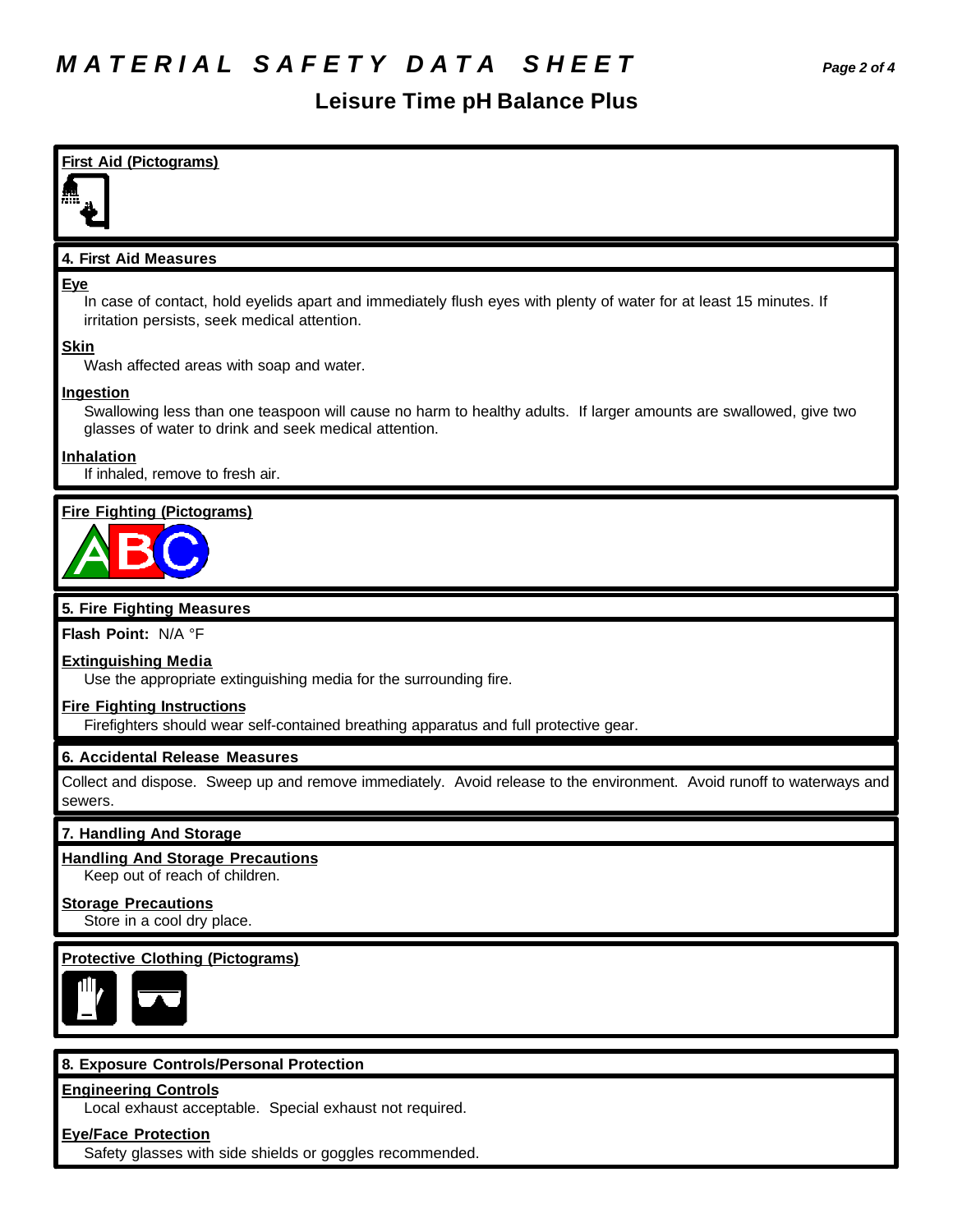# Leisure Time pH Balance Plus

## First Aid (Pictograms)

## 4. First Aid Measures

**Eye**

In case of contact, hold eyelids apart and immediately flush eyes with plenty of water for at least 15 minutes. If irritation persists, seek medical attention.

**Skin**

Wash affected areas with soap and water.

**Ingestion**

Swallowing less than one teaspoon will cause no harm to healthy adults. If larger amounts are swallowed, give two glasses of water to drink and seek medical attention.

**Inhalation**

If inhaled, remove to fresh air.

## Fire Fighting (Pictograms)

## 5. Fire Fighting Measures

**Flash Point:** N/A °F

**Extinguishing Media**

Use the appropriate extinguishing media for the surrounding fire.

**Fire Fighting Instructions**

Firefighters should wear self-contained breathing apparatus and full protective gear.

## 6. Accidental Release Measures

Collect and dispose. Sweep up and remove immediately. Avoid release to the environment. Avoid runoff to waterways and sewers.

## 7. Handling And Storage

**Handling And Storage Precautions**

Keep out of reach of children.

**Storage Precautions**

Store in a cool dry place.

## Protective Clothing (Pictograms)

## 8. Exposure Controls/Personal Protection

**Engineering Controls**

Local exhaust acceptable. Special exhaust not required.

**Eye/Face Protection**

Safety glasses with side shields or goggles recommended.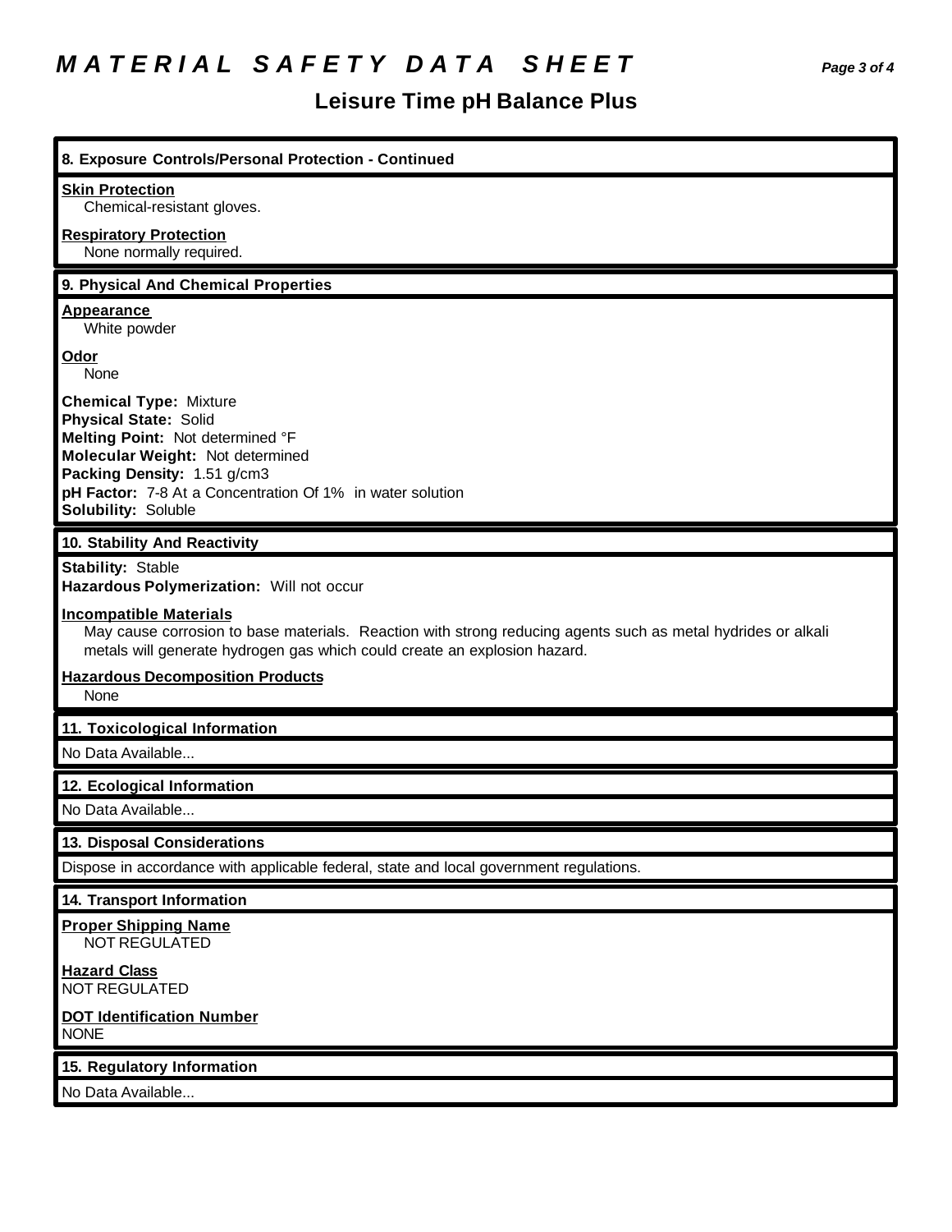# MATERIAL SAFETY DATA SHEET

## Leisure Time pH Balance Plus

### 8. Exposure Controls/Personal Protection - Continued

**Skin Protection**
Chemical-resistant gloves.

**Respiratory Protection**
None normally required.

### 9. Physical And Chemical Properties

**Appearance**
White powder

**Odor**
None

**Chemical Type:** Mixture
**Physical State:** Solid
**Melting Point:** Not determined °F
**Molecular Weight:** Not determined
**Packing Density:** 1.51 g/cm3
**pH Factor:** 7-8 At a Concentration Of 1% in water solution
**Solubility:** Soluble

### 10. Stability And Reactivity

**Stability:** Stable
**Hazardous Polymerization:** Will not occur

**Incompatible Materials**
May cause corrosion to base materials. Reaction with strong reducing agents such as metal hydrides or alkali metals will generate hydrogen gas which could create an explosion hazard.

**Hazardous Decomposition Products**
None

### 11. Toxicological Information

No Data Available...

### 12. Ecological Information

No Data Available...

### 13. Disposal Considerations

Dispose in accordance with applicable federal, state and local government regulations.

### 14. Transport Information

**Proper Shipping Name**
NOT REGULATED

**Hazard Class**
NOT REGULATED

**DOT Identification Number**
NONE

### 15. Regulatory Information

No Data Available...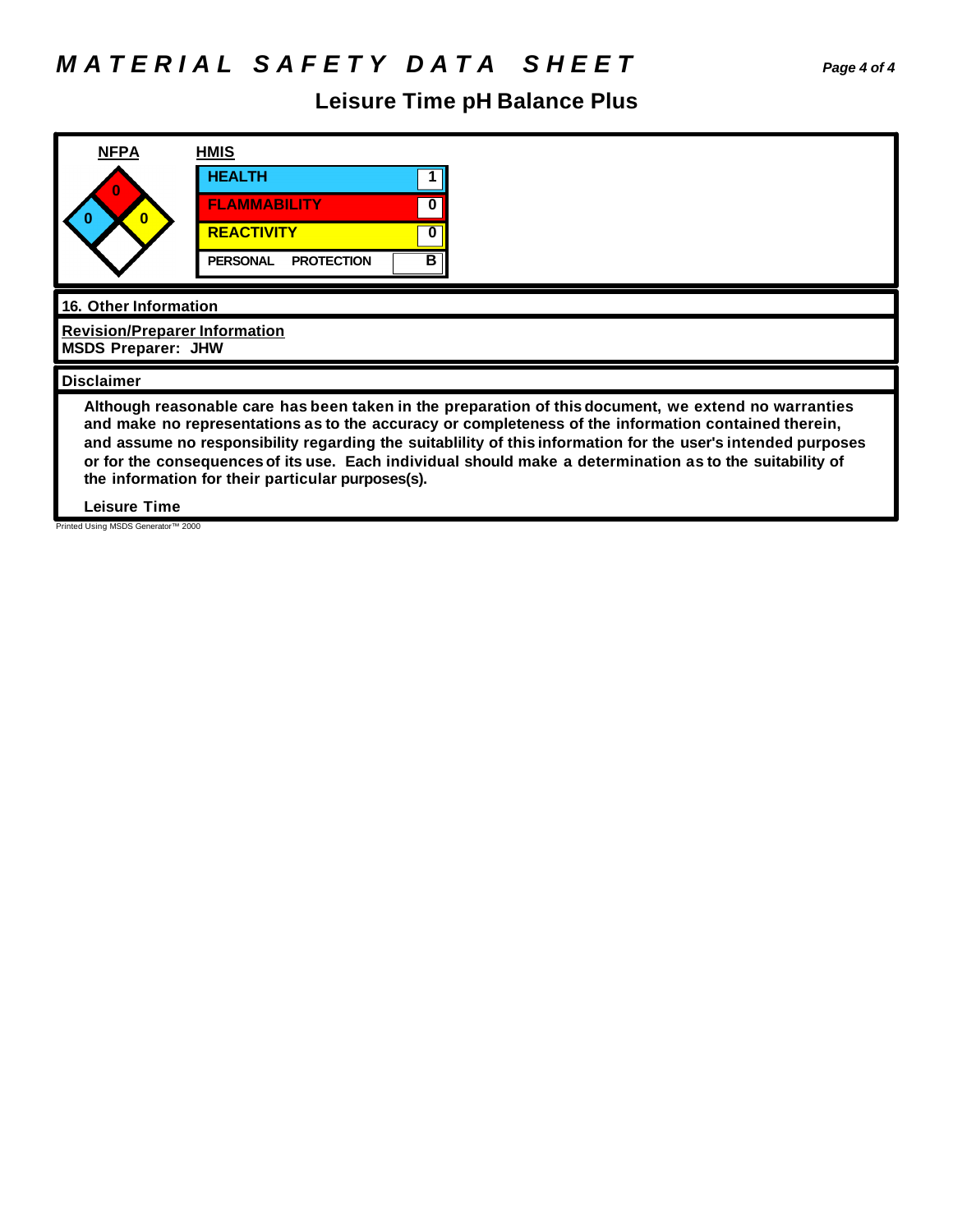# MATERIAL SAFETY DATA SHEET

## Leisure Time pH Balance Plus

**NFPA**

0
0 0

**HMIS**

| | |
|---|---|
| HEALTH | 1 |
| FLAMMABILITY | 0 |
| REACTIVITY | 0 |
| PERSONAL PROTECTION | B |

### 16. Other Information

**Revision/Preparer Information**

**MSDS Preparer: JHW**

### Disclaimer

**Although reasonable care has been taken in the preparation of this document, we extend no warranties and make no representations as to the accuracy or completeness of the information contained therein, and assume no responsibility regarding the suitablility of this information for the user's intended purposes or for the consequences of its use. Each individual should make a determination as to the suitability of the information for their particular purposes(s).**

**Leisure Time**

Printed Using MSDS Generator™ 2000